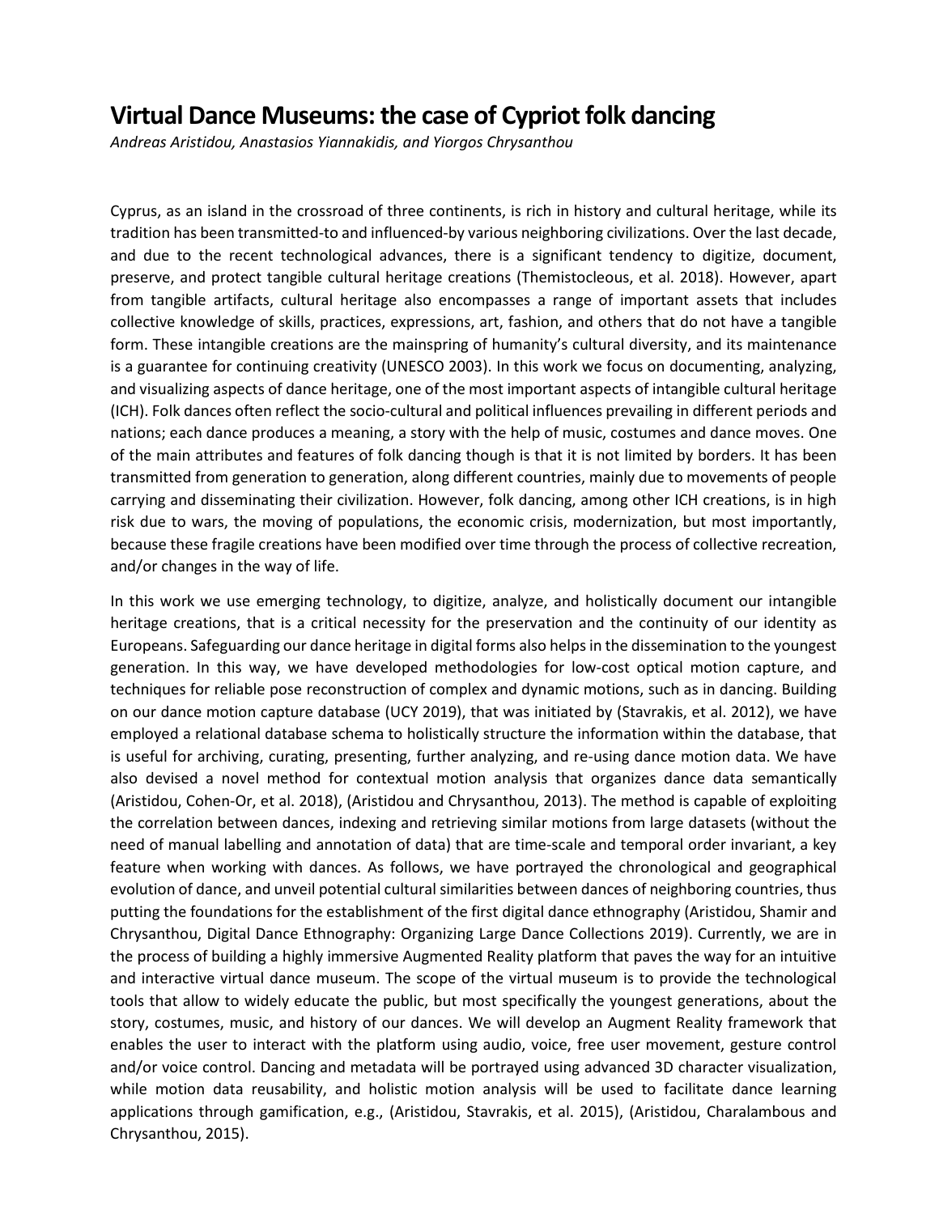# Virtual Dance Museums: the case of Cypriot folk dancing

*Andreas Aristidou, Anastasios Yiannakidis, and Yiorgos Chrysanthou*

Cyprus, as an island in the crossroad of three continents, is rich in history and cultural heritage, while its tradition has been transmitted-to and influenced-by various neighboring civilizations. Over the last decade, and due to the recent technological advances, there is a significant tendency to digitize, document, preserve, and protect tangible cultural heritage creations (Themistocleous, et al. 2018). However, apart from tangible artifacts, cultural heritage also encompasses a range of important assets that includes collective knowledge of skills, practices, expressions, art, fashion, and others that do not have a tangible form. These intangible creations are the mainspring of humanity's cultural diversity, and its maintenance is a guarantee for continuing creativity (UNESCO 2003). In this work we focus on documenting, analyzing, and visualizing aspects of dance heritage, one of the most important aspects of intangible cultural heritage (ICH). Folk dances often reflect the socio-cultural and political influences prevailing in different periods and nations; each dance produces a meaning, a story with the help of music, costumes and dance moves. One of the main attributes and features of folk dancing though is that it is not limited by borders. It has been transmitted from generation to generation, along different countries, mainly due to movements of people carrying and disseminating their civilization. However, folk dancing, among other ICH creations, is in high risk due to wars, the moving of populations, the economic crisis, modernization, but most importantly, because these fragile creations have been modified over time through the process of collective recreation, and/or changes in the way of life.

In this work we use emerging technology, to digitize, analyze, and holistically document our intangible heritage creations, that is a critical necessity for the preservation and the continuity of our identity as Europeans. Safeguarding our dance heritage in digital forms also helps in the dissemination to the youngest generation. In this way, we have developed methodologies for low-cost optical motion capture, and techniques for reliable pose reconstruction of complex and dynamic motions, such as in dancing. Building on our dance motion capture database (UCY 2019), that was initiated by (Stavrakis, et al. 2012), we have employed a relational database schema to holistically structure the information within the database, that is useful for archiving, curating, presenting, further analyzing, and re-using dance motion data. We have also devised a novel method for contextual motion analysis that organizes dance data semantically (Aristidou, Cohen-Or, et al. 2018), (Aristidou and Chrysanthou, 2013). The method is capable of exploiting the correlation between dances, indexing and retrieving similar motions from large datasets (without the need of manual labelling and annotation of data) that are time-scale and temporal order invariant, a key feature when working with dances. As follows, we have portrayed the chronological and geographical evolution of dance, and unveil potential cultural similarities between dances of neighboring countries, thus putting the foundations for the establishment of the first digital dance ethnography (Aristidou, Shamir and Chrysanthou, Digital Dance Ethnography: Organizing Large Dance Collections 2019). Currently, we are in the process of building a highly immersive Augmented Reality platform that paves the way for an intuitive and interactive virtual dance museum. The scope of the virtual museum is to provide the technological tools that allow to widely educate the public, but most specifically the youngest generations, about the story, costumes, music, and history of our dances. We will develop an Augment Reality framework that enables the user to interact with the platform using audio, voice, free user movement, gesture control and/or voice control. Dancing and metadata will be portrayed using advanced 3D character visualization, while motion data reusability, and holistic motion analysis will be used to facilitate dance learning applications through gamification, e.g., (Aristidou, Stavrakis, et al. 2015), (Aristidou, Charalambous and Chrysanthou, 2015).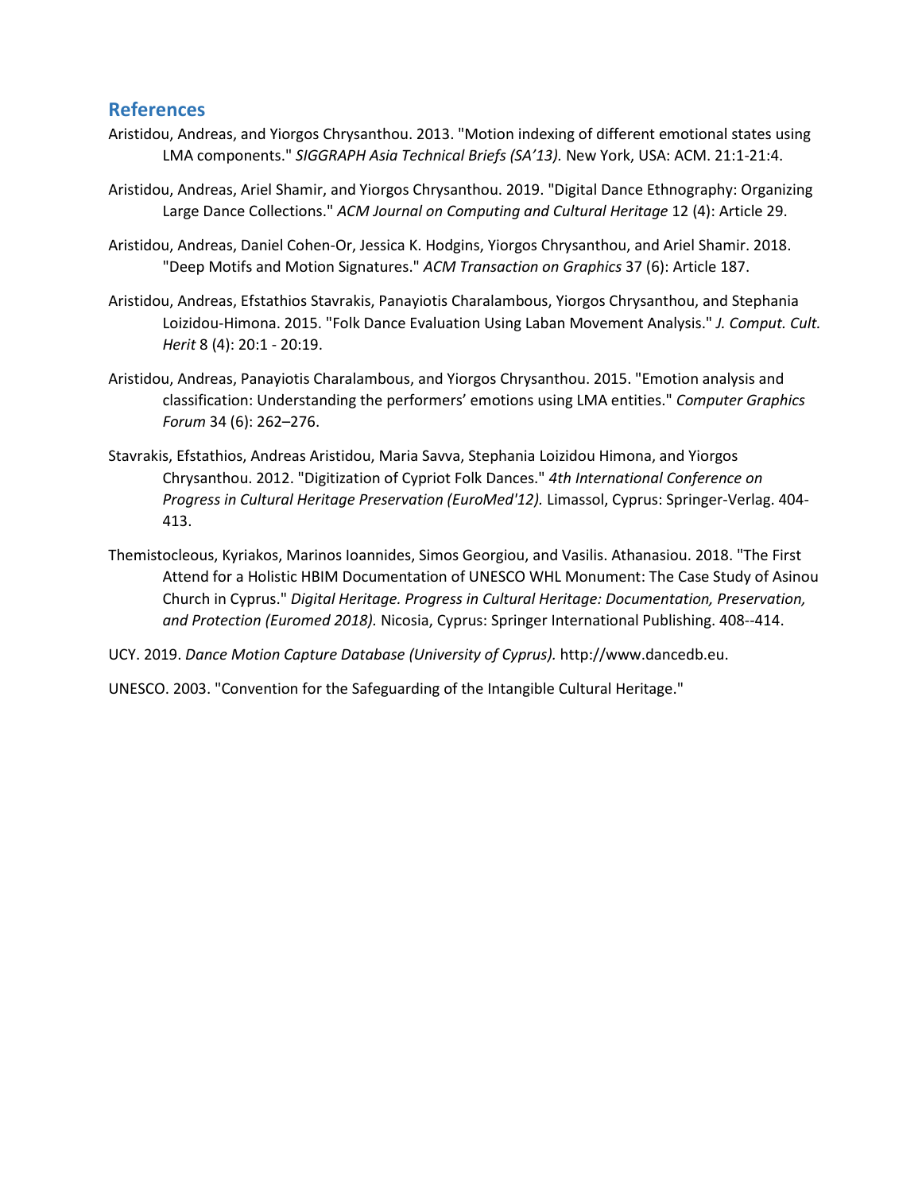## References

Aristidou, Andreas, and Yiorgos Chrysanthou. 2013. "Motion indexing of different emotional states using LMA components." *SIGGRAPH Asia Technical Briefs (SA'13).* New York, USA: ACM. 21:1-21:4.

Aristidou, Andreas, Ariel Shamir, and Yiorgos Chrysanthou. 2019. "Digital Dance Ethnography: Organizing Large Dance Collections." *ACM Journal on Computing and Cultural Heritage* 12 (4): Article 29.

Aristidou, Andreas, Daniel Cohen-Or, Jessica K. Hodgins, Yiorgos Chrysanthou, and Ariel Shamir. 2018. "Deep Motifs and Motion Signatures." *ACM Transaction on Graphics* 37 (6): Article 187.

Aristidou, Andreas, Efstathios Stavrakis, Panayiotis Charalambous, Yiorgos Chrysanthou, and Stephania Loizidou-Himona. 2015. "Folk Dance Evaluation Using Laban Movement Analysis." *J. Comput. Cult. Herit* 8 (4): 20:1 - 20:19.

Aristidou, Andreas, Panayiotis Charalambous, and Yiorgos Chrysanthou. 2015. "Emotion analysis and classification: Understanding the performers' emotions using LMA entities." *Computer Graphics Forum* 34 (6): 262–276.

Stavrakis, Efstathios, Andreas Aristidou, Maria Savva, Stephania Loizidou Himona, and Yiorgos Chrysanthou. 2012. "Digitization of Cypriot Folk Dances." *4th International Conference on Progress in Cultural Heritage Preservation (EuroMed'12).* Limassol, Cyprus: Springer-Verlag. 404-413.

Themistocleous, Kyriakos, Marinos Ioannides, Simos Georgiou, and Vasilis. Athanasiou. 2018. "The First Attend for a Holistic HBIM Documentation of UNESCO WHL Monument: The Case Study of Asinou Church in Cyprus." *Digital Heritage. Progress in Cultural Heritage: Documentation, Preservation, and Protection (Euromed 2018).* Nicosia, Cyprus: Springer International Publishing. 408--414.

UCY. 2019. *Dance Motion Capture Database (University of Cyprus).* http://www.dancedb.eu.

UNESCO. 2003. "Convention for the Safeguarding of the Intangible Cultural Heritage."